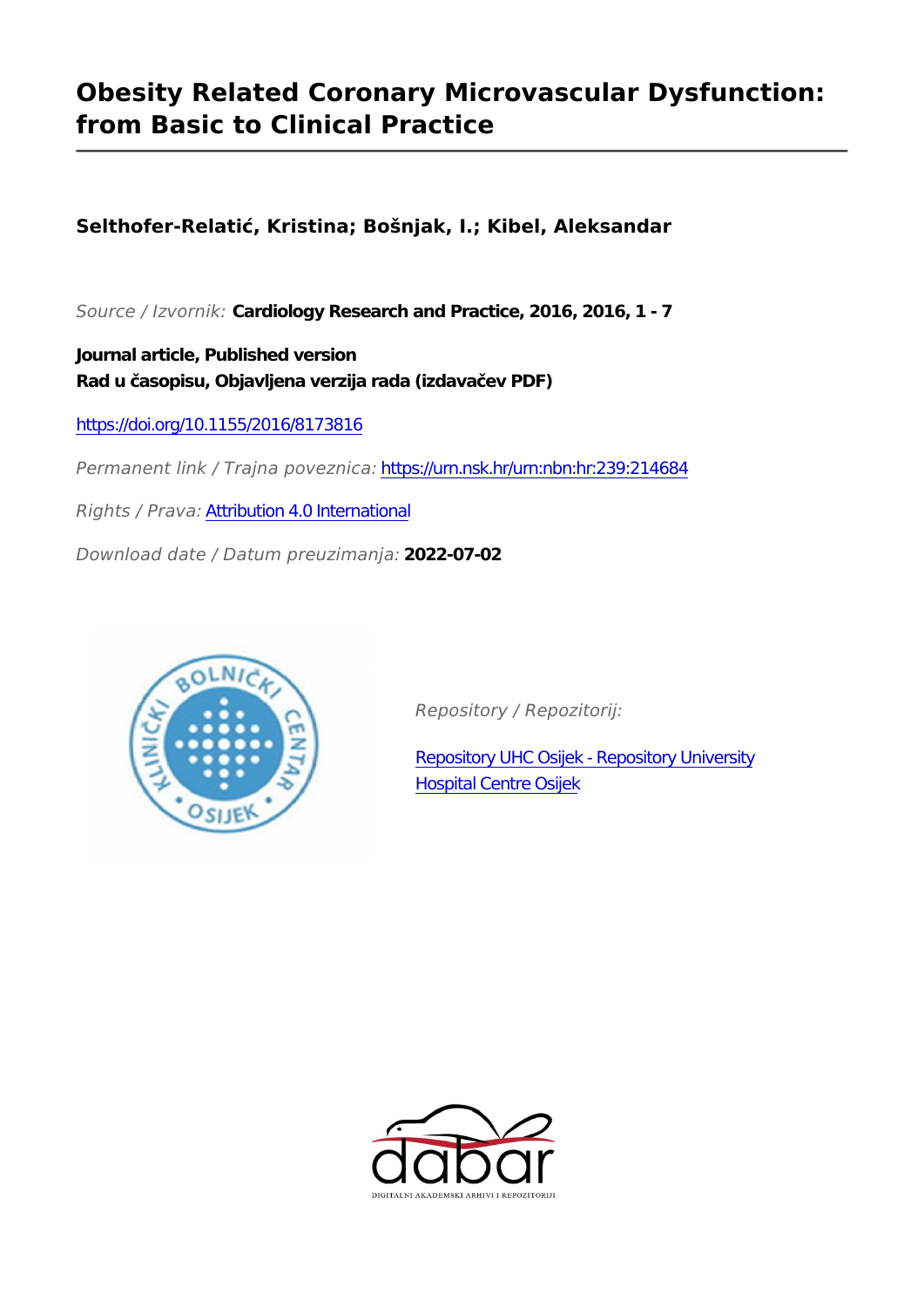# Obesity Related Coronary Microvascular Dysfunction: from Basic to Clinical Practice

**Selthofer-Relatić, Kristina; Bošnjak, I.; Kibel, Aleksandar**

*Source / Izvornik:* **Cardiology Research and Practice, 2016, 2016, 1 - 7**

**Journal article, Published version**
**Rad u časopisu, Objavljena verzija rada (izdavačev PDF)**

https://doi.org/10.1155/2016/8173816

*Permanent link / Trajna poveznica:* https://urn.nsk.hr/urn:nbn:hr:239:214684

*Rights / Prava:* Attribution 4.0 International

*Download date / Datum preuzimanja:* **2022-07-02**

*Repository / Repozitorij:*

Repository UHC Osijek - Repository University Hospital Centre Osijek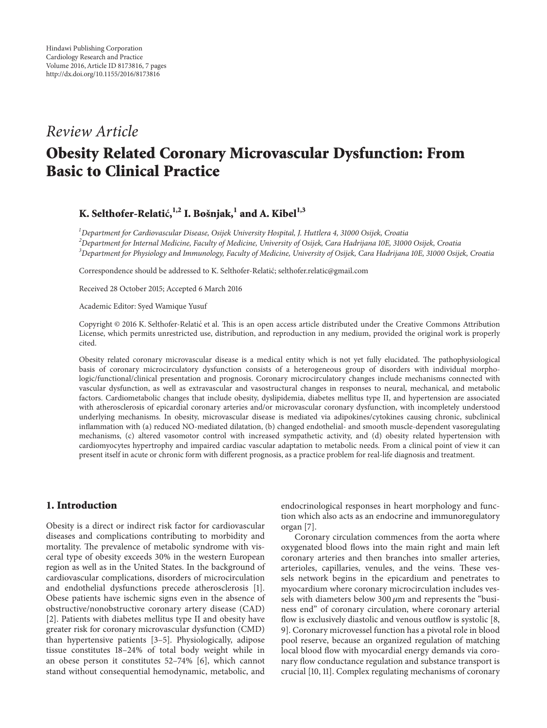Hindawi Publishing Corporation
Cardiology Research and Practice
Volume 2016, Article ID 8173816, 7 pages
http://dx.doi.org/10.1155/2016/8173816

## *Review Article*

# Obesity Related Coronary Microvascular Dysfunction: From Basic to Clinical Practice

**K. Selthofer-Relatić,[1,2] I. Bošnjak,[1] and A. Kibel[1,3]**

[1] *Department for Cardiovascular Disease, Osijek University Hospital, J. Huttlera 4, 31000 Osijek, Croatia*
[2] *Department for Internal Medicine, Faculty of Medicine, University of Osijek, Cara Hadrijana 10E, 31000 Osijek, Croatia*
[3] *Department for Physiology and Immunology, Faculty of Medicine, University of Osijek, Cara Hadrijana 10E, 31000 Osijek, Croatia*

Correspondence should be addressed to K. Selthofer-Relatić; selthofer.relatic@gmail.com

Received 28 October 2015; Accepted 6 March 2016

Academic Editor: Syed Wamique Yusuf

Copyright © 2016 K. Selthofer-Relatić et al. This is an open access article distributed under the Creative Commons Attribution License, which permits unrestricted use, distribution, and reproduction in any medium, provided the original work is properly cited.

Obesity related coronary microvascular disease is a medical entity which is not yet fully elucidated. The pathophysiological basis of coronary microcirculatory dysfunction consists of a heterogeneous group of disorders with individual morphologic/functional/clinical presentation and prognosis. Coronary microcirculatory changes include mechanisms connected with vascular dysfunction, as well as extravascular and vasostructural changes in responses to neural, mechanical, and metabolic factors. Cardiometabolic changes that include obesity, dyslipidemia, diabetes mellitus type II, and hypertension are associated with atherosclerosis of epicardial coronary arteries and/or microvascular coronary dysfunction, with incompletely understood underlying mechanisms. In obesity, microvascular disease is mediated via adipokines/cytokines causing chronic, subclinical inflammation with (a) reduced NO-mediated dilatation, (b) changed endothelial- and smooth muscle-dependent vasoregulating mechanisms, (c) altered vasomotor control with increased sympathetic activity, and (d) obesity related hypertension with cardiomyocytes hypertrophy and impaired cardiac vascular adaptation to metabolic needs. From a clinical point of view it can present itself in acute or chronic form with different prognosis, as a practice problem for real-life diagnosis and treatment.

## 1. Introduction

Obesity is a direct or indirect risk factor for cardiovascular diseases and complications contributing to morbidity and mortality. The prevalence of metabolic syndrome with visceral type of obesity exceeds 30% in the western European region as well as in the United States. In the background of cardiovascular complications, disorders of microcirculation and endothelial dysfunctions precede atherosclerosis [1]. Obese patients have ischemic signs even in the absence of obstructive/nonobstructive coronary artery disease (CAD) [2]. Patients with diabetes mellitus type II and obesity have greater risk for coronary microvascular dysfunction (CMD) than hypertensive patients [3–5]. Physiologically, adipose tissue constitutes 18–24% of total body weight while in an obese person it constitutes 52–74% [6], which cannot stand without consequential hemodynamic, metabolic, and endocrinological responses in heart morphology and function which also acts as an endocrine and immunoregulatory organ [7].

Coronary circulation commences from the aorta where oxygenated blood flows into the main right and main left coronary arteries and then branches into smaller arteries, arterioles, capillaries, venules, and the veins. These vessels network begins in the epicardium and penetrates to myocardium where coronary microcirculation includes vessels with diameters below 300 $\mu$m and represents the "business end" of coronary circulation, where coronary arterial flow is exclusively diastolic and venous outflow is systolic [8, 9]. Coronary microvessel function has a pivotal role in blood pool reserve, because an organized regulation of matching local blood flow with myocardial energy demands via coronary flow conductance regulation and substance transport is crucial [10, 11]. Complex regulating mechanisms of coronary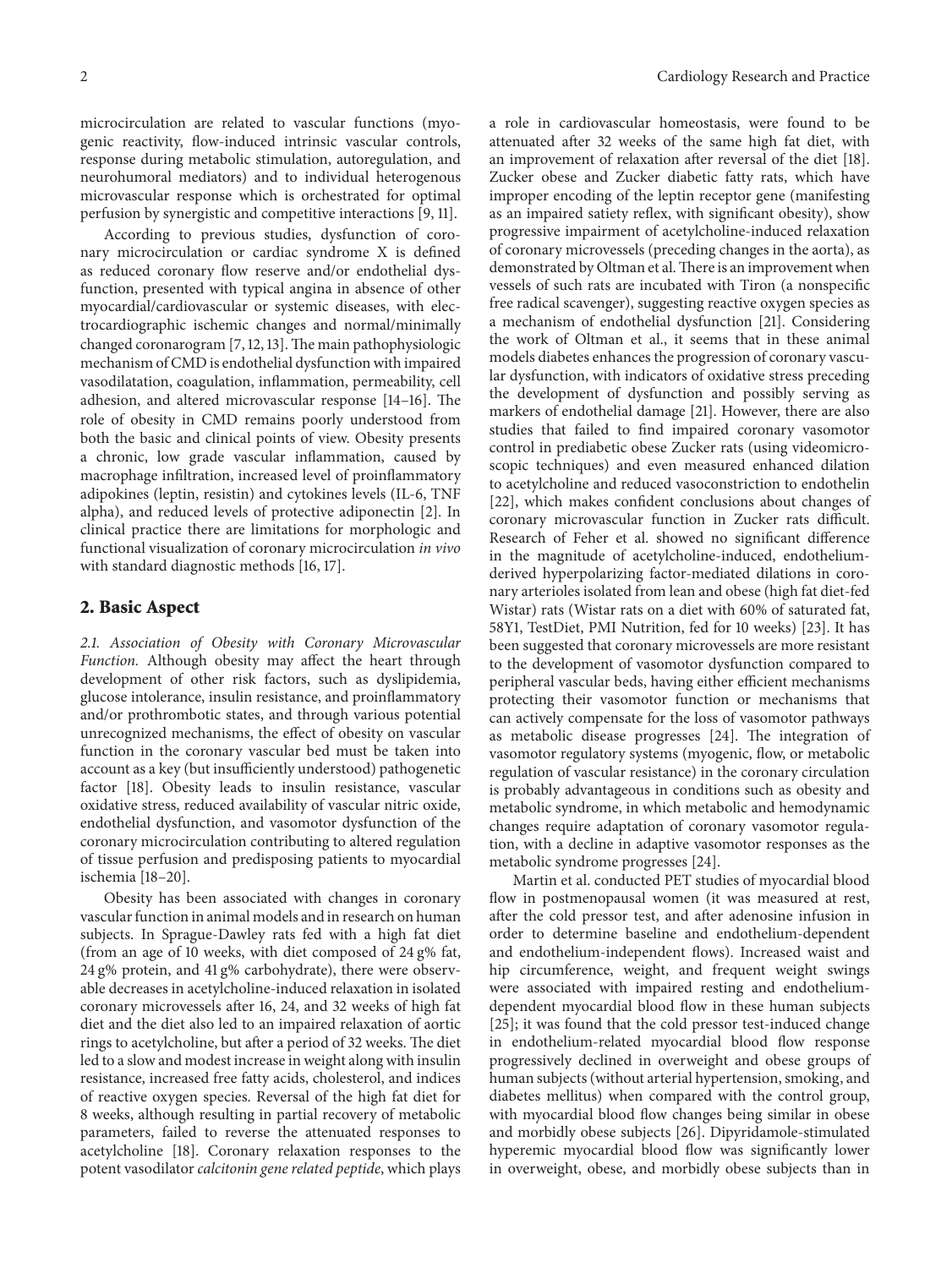microcirculation are related to vascular functions (myogenic reactivity, flow-induced intrinsic vascular controls, response during metabolic stimulation, autoregulation, and neurohumoral mediators) and to individual heterogenous microvascular response which is orchestrated for optimal perfusion by synergistic and competitive interactions [9, 11].

According to previous studies, dysfunction of coronary microcirculation or cardiac syndrome X is defined as reduced coronary flow reserve and/or endothelial dysfunction, presented with typical angina in absence of other myocardial/cardiovascular or systemic diseases, with electrocardiographic ischemic changes and normal/minimally changed coronarogram [7, 12, 13]. The main pathophysiologic mechanism of CMD is endothelial dysfunction with impaired vasodilatation, coagulation, inflammation, permeability, cell adhesion, and altered microvascular response [14–16]. The role of obesity in CMD remains poorly understood from both the basic and clinical points of view. Obesity presents a chronic, low grade vascular inflammation, caused by macrophage infiltration, increased level of proinflammatory adipokines (leptin, resistin) and cytokines levels (IL-6, TNF alpha), and reduced levels of protective adiponectin [2]. In clinical practice there are limitations for morphologic and functional visualization of coronary microcirculation *in vivo* with standard diagnostic methods [16, 17].

## 2. Basic Aspect

*2.1. Association of Obesity with Coronary Microvascular Function.* Although obesity may affect the heart through development of other risk factors, such as dyslipidemia, glucose intolerance, insulin resistance, and proinflammatory and/or prothrombotic states, and through various potential unrecognized mechanisms, the effect of obesity on vascular function in the coronary vascular bed must be taken into account as a key (but insufficiently understood) pathogenetic factor [18]. Obesity leads to insulin resistance, vascular oxidative stress, reduced availability of vascular nitric oxide, endothelial dysfunction, and vasomotor dysfunction of the coronary microcirculation contributing to altered regulation of tissue perfusion and predisposing patients to myocardial ischemia [18–20].

Obesity has been associated with changes in coronary vascular function in animal models and in research on human subjects. In Sprague-Dawley rats fed with a high fat diet (from an age of 10 weeks, with diet composed of 24 g% fat, 24 g% protein, and 41 g% carbohydrate), there were observable decreases in acetylcholine-induced relaxation in isolated coronary microvessels after 16, 24, and 32 weeks of high fat diet and the diet also led to an impaired relaxation of aortic rings to acetylcholine, but after a period of 32 weeks. The diet led to a slow and modest increase in weight along with insulin resistance, increased free fatty acids, cholesterol, and indices of reactive oxygen species. Reversal of the high fat diet for 8 weeks, although resulting in partial recovery of metabolic parameters, failed to reverse the attenuated responses to acetylcholine [18]. Coronary relaxation responses to the potent vasodilator *calcitonin gene related peptide*, which plays a role in cardiovascular homeostasis, were found to be attenuated after 32 weeks of the same high fat diet, with an improvement of relaxation after reversal of the diet [18]. Zucker obese and Zucker diabetic fatty rats, which have improper encoding of the leptin receptor gene (manifesting as an impaired satiety reflex, with significant obesity), show progressive impairment of acetylcholine-induced relaxation of coronary microvessels (preceding changes in the aorta), as demonstrated by Oltman et al. There is an improvement when vessels of such rats are incubated with Tiron (a nonspecific free radical scavenger), suggesting reactive oxygen species as a mechanism of endothelial dysfunction [21]. Considering the work of Oltman et al., it seems that in these animal models diabetes enhances the progression of coronary vascular dysfunction, with indicators of oxidative stress preceding the development of dysfunction and possibly serving as markers of endothelial damage [21]. However, there are also studies that failed to find impaired coronary vasomotor control in prediabetic obese Zucker rats (using videomicroscopic techniques) and even measured enhanced dilation to acetylcholine and reduced vasoconstriction to endothelin [22], which makes confident conclusions about changes of coronary microvascular function in Zucker rats difficult. Research of Feher et al. showed no significant difference in the magnitude of acetylcholine-induced, endothelium-derived hyperpolarizing factor-mediated dilations in coronary arterioles isolated from lean and obese (high fat diet-fed Wistar) rats (Wistar rats on a diet with 60% of saturated fat, 58Y1, TestDiet, PMI Nutrition, fed for 10 weeks) [23]. It has been suggested that coronary microvessels are more resistant to the development of vasomotor dysfunction compared to peripheral vascular beds, having either efficient mechanisms protecting their vasomotor function or mechanisms that can actively compensate for the loss of vasomotor pathways as metabolic disease progresses [24]. The integration of vasomotor regulatory systems (myogenic, flow, or metabolic regulation of vascular resistance) in the coronary circulation is probably advantageous in conditions such as obesity and metabolic syndrome, in which metabolic and hemodynamic changes require adaptation of coronary vasomotor regulation, with a decline in adaptive vasomotor responses as the metabolic syndrome progresses [24].

Martin et al. conducted PET studies of myocardial blood flow in postmenopausal women (it was measured at rest, after the cold pressor test, and after adenosine infusion in order to determine baseline and endothelium-dependent and endothelium-independent flows). Increased waist and hip circumference, weight, and frequent weight swings were associated with impaired resting and endothelium-dependent myocardial blood flow in these human subjects [25]; it was found that the cold pressor test-induced change in endothelium-related myocardial blood flow response progressively declined in overweight and obese groups of human subjects (without arterial hypertension, smoking, and diabetes mellitus) when compared with the control group, with myocardial blood flow changes being similar in obese and morbidly obese subjects [26]. Dipyridamole-stimulated hyperemic myocardial blood flow was significantly lower in overweight, obese, and morbidly obese subjects than in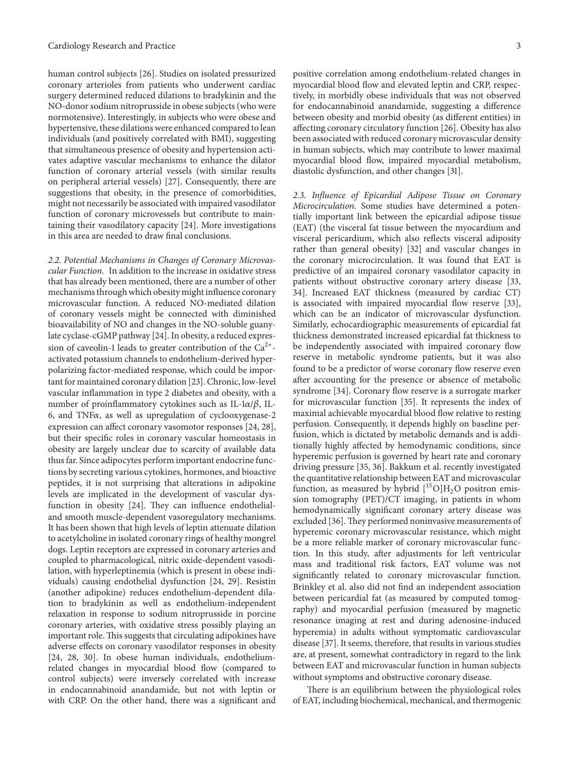human control subjects [26]. Studies on isolated pressurized coronary arterioles from patients who underwent cardiac surgery determined reduced dilations to bradykinin and the NO-donor sodium nitroprusside in obese subjects (who were normotensive). Interestingly, in subjects who were obese and hypertensive, these dilations were enhanced compared to lean individuals (and positively correlated with BMI), suggesting that simultaneous presence of obesity and hypertension activates adaptive vascular mechanisms to enhance the dilator function of coronary arterial vessels (with similar results on peripheral arterial vessels) [27]. Consequently, there are suggestions that obesity, in the presence of comorbidities, might not necessarily be associated with impaired vasodilator function of coronary microvessels but contribute to maintaining their vasodilatory capacity [24]. More investigations in this area are needed to draw final conclusions.

*2.2. Potential Mechanisms in Changes of Coronary Microvascular Function.* In addition to the increase in oxidative stress that has already been mentioned, there are a number of other mechanisms through which obesity might influence coronary microvascular function. A reduced NO-mediated dilation of coronary vessels might be connected with diminished bioavailability of NO and changes in the NO-soluble guanylate cyclase-cGMP pathway [24]. In obesity, a reduced expression of caveolin-1 leads to greater contribution of the $Ca^{2+}$-activated potassium channels to endothelium-derived hyperpolarizing factor-mediated response, which could be important for maintained coronary dilation [23]. Chronic, low-level vascular inflammation in type 2 diabetes and obesity, with a number of proinflammatory cytokines such as IL-1$\alpha$/$\beta$, IL-6, and TNF$\alpha$, as well as upregulation of cyclooxygenase-2 expression can affect coronary vasomotor responses [24, 28], but their specific roles in coronary vascular homeostasis in obesity are largely unclear due to scarcity of available data thus far. Since adipocytes perform important endocrine functions by secreting various cytokines, hormones, and bioactive peptides, it is not surprising that alterations in adipokine levels are implicated in the development of vascular dysfunction in obesity [24]. They can influence endothelial- and smooth muscle-dependent vasoregulatory mechanisms. It has been shown that high levels of leptin attenuate dilation to acetylcholine in isolated coronary rings of healthy mongrel dogs. Leptin receptors are expressed in coronary arteries and coupled to pharmacological, nitric oxide-dependent vasodilation, with hyperleptinemia (which is present in obese individuals) causing endothelial dysfunction [24, 29]. Resistin (another adipokine) reduces endothelium-dependent dilation to bradykinin as well as endothelium-independent relaxation in response to sodium nitroprusside in porcine coronary arteries, with oxidative stress possibly playing an important role. This suggests that circulating adipokines have adverse effects on coronary vasodilator responses in obesity [24, 28, 30]. In obese human individuals, endothelium-related changes in myocardial blood flow (compared to control subjects) were inversely correlated with increase in endocannabinoid anandamide, but not with leptin or with CRP. On the other hand, there was a significant and positive correlation among endothelium-related changes in myocardial blood flow and elevated leptin and CRP, respectively, in morbidly obese individuals that was not observed for endocannabinoid anandamide, suggesting a difference between obesity and morbid obesity (as different entities) in affecting coronary circulatory function [26]. Obesity has also been associated with reduced coronary microvascular density in human subjects, which may contribute to lower maximal myocardial blood flow, impaired myocardial metabolism, diastolic dysfunction, and other changes [31].

*2.3. Influence of Epicardial Adipose Tissue on Coronary Microcirculation.* Some studies have determined a potentially important link between the epicardial adipose tissue (EAT) (the visceral fat tissue between the myocardium and visceral pericardium, which also reflects visceral adiposity rather than general obesity) [32] and vascular changes in the coronary microcirculation. It was found that EAT is predictive of an impaired coronary vasodilator capacity in patients without obstructive coronary artery disease [33, 34]. Increased EAT thickness (measured by cardiac CT) is associated with impaired myocardial flow reserve [33], which can be an indicator of microvascular dysfunction. Similarly, echocardiographic measurements of epicardial fat thickness demonstrated increased epicardial fat thickness to be independently associated with impaired coronary flow reserve in metabolic syndrome patients, but it was also found to be a predictor of worse coronary flow reserve even after accounting for the presence or absence of metabolic syndrome [34]. Coronary flow reserve is a surrogate marker for microvascular function [35]. It represents the index of maximal achievable myocardial blood flow relative to resting perfusion. Consequently, it depends highly on baseline perfusion, which is dictated by metabolic demands and is additionally highly affected by hemodynamic conditions, since hyperemic perfusion is governed by heart rate and coronary driving pressure [35, 36]. Bakkum et al. recently investigated the quantitative relationship between EAT and microvascular function, as measured by hybrid $[^{15}O]H_2O$ positron emission tomography (PET)/CT imaging, in patients in whom hemodynamically significant coronary artery disease was excluded [36]. They performed noninvasive measurements of hyperemic coronary microvascular resistance, which might be a more reliable marker of coronary microvascular function. In this study, after adjustments for left ventricular mass and traditional risk factors, EAT volume was not significantly related to coronary microvascular function. Brinkley et al. also did not find an independent association between pericardial fat (as measured by computed tomography) and myocardial perfusion (measured by magnetic resonance imaging at rest and during adenosine-induced hyperemia) in adults without symptomatic cardiovascular disease [37]. It seems, therefore, that results in various studies are, at present, somewhat contradictory in regard to the link between EAT and microvascular function in human subjects without symptoms and obstructive coronary disease.

There is an equilibrium between the physiological roles of EAT, including biochemical, mechanical, and thermogenic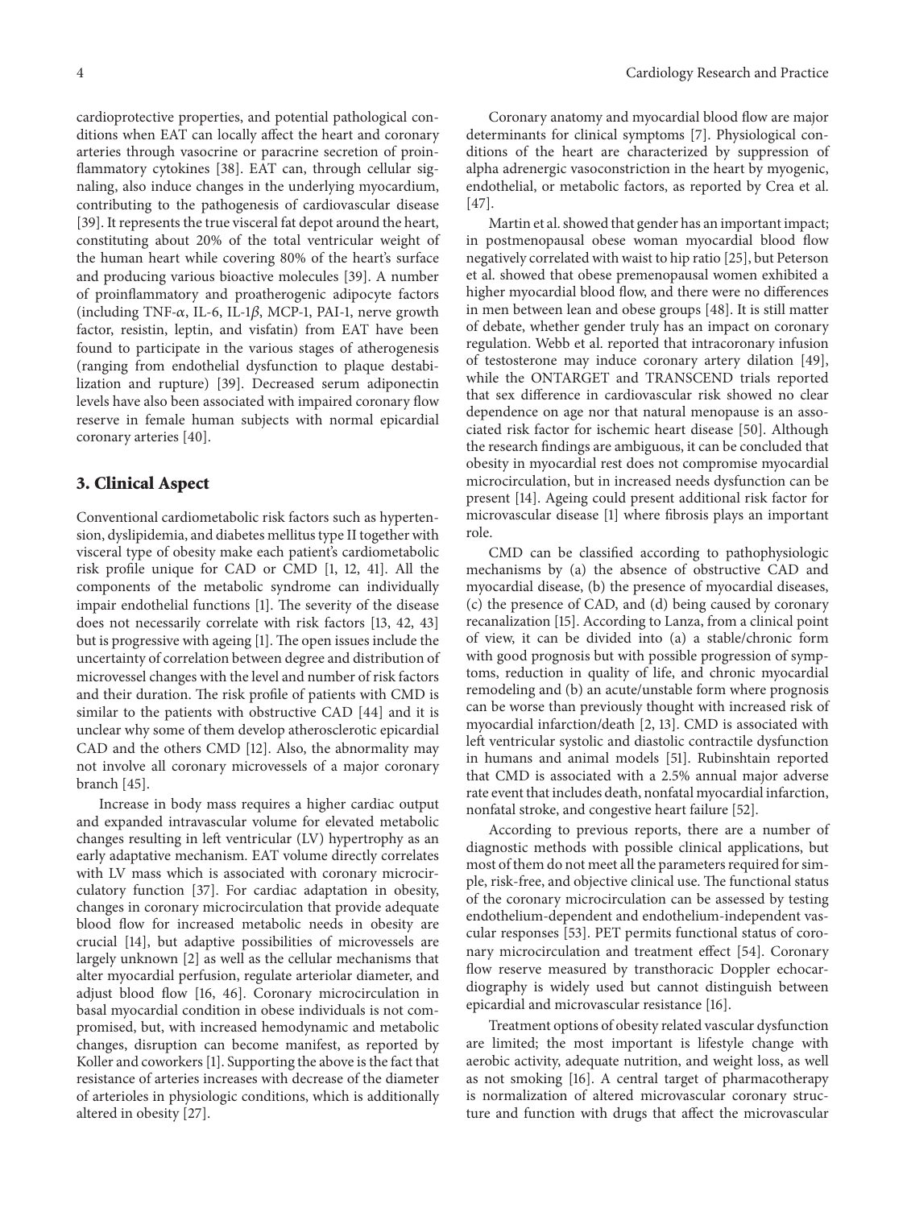cardioprotective properties, and potential pathological conditions when EAT can locally affect the heart and coronary arteries through vasocrine or paracrine secretion of proinflammatory cytokines [38]. EAT can, through cellular signaling, also induce changes in the underlying myocardium, contributing to the pathogenesis of cardiovascular disease [39]. It represents the true visceral fat depot around the heart, constituting about 20% of the total ventricular weight of the human heart while covering 80% of the heart's surface and producing various bioactive molecules [39]. A number of proinflammatory and proatherogenic adipocyte factors (including TNF-$\alpha$, IL-6, IL-1$\beta$, MCP-1, PAI-1, nerve growth factor, resistin, leptin, and visfatin) from EAT have been found to participate in the various stages of atherogenesis (ranging from endothelial dysfunction to plaque destabilization and rupture) [39]. Decreased serum adiponectin levels have also been associated with impaired coronary flow reserve in female human subjects with normal epicardial coronary arteries [40].

## 3. Clinical Aspect

Conventional cardiometabolic risk factors such as hypertension, dyslipidemia, and diabetes mellitus type II together with visceral type of obesity make each patient's cardiometabolic risk profile unique for CAD or CMD [1, 12, 41]. All the components of the metabolic syndrome can individually impair endothelial functions [1]. The severity of the disease does not necessarily correlate with risk factors [13, 42, 43] but is progressive with ageing [1]. The open issues include the uncertainty of correlation between degree and distribution of microvessel changes with the level and number of risk factors and their duration. The risk profile of patients with CMD is similar to the patients with obstructive CAD [44] and it is unclear why some of them develop atherosclerotic epicardial CAD and the others CMD [12]. Also, the abnormality may not involve all coronary microvessels of a major coronary branch [45].

Increase in body mass requires a higher cardiac output and expanded intravascular volume for elevated metabolic changes resulting in left ventricular (LV) hypertrophy as an early adaptative mechanism. EAT volume directly correlates with LV mass which is associated with coronary microcirculatory function [37]. For cardiac adaptation in obesity, changes in coronary microcirculation that provide adequate blood flow for increased metabolic needs in obesity are crucial [14], but adaptive possibilities of microvessels are largely unknown [2] as well as the cellular mechanisms that alter myocardial perfusion, regulate arteriolar diameter, and adjust blood flow [16, 46]. Coronary microcirculation in basal myocardial condition in obese individuals is not compromised, but, with increased hemodynamic and metabolic changes, disruption can become manifest, as reported by Koller and coworkers [1]. Supporting the above is the fact that resistance of arteries increases with decrease of the diameter of arterioles in physiologic conditions, which is additionally altered in obesity [27].

Coronary anatomy and myocardial blood flow are major determinants for clinical symptoms [7]. Physiological conditions of the heart are characterized by suppression of alpha adrenergic vasoconstriction in the heart by myogenic, endothelial, or metabolic factors, as reported by Crea et al. [47].

Martin et al. showed that gender has an important impact; in postmenopausal obese woman myocardial blood flow negatively correlated with waist to hip ratio [25], but Peterson et al. showed that obese premenopausal women exhibited a higher myocardial blood flow, and there were no differences in men between lean and obese groups [48]. It is still matter of debate, whether gender truly has an impact on coronary regulation. Webb et al. reported that intracoronary infusion of testosterone may induce coronary artery dilation [49], while the ONTARGET and TRANSCEND trials reported that sex difference in cardiovascular risk showed no clear dependence on age nor that natural menopause is an associated risk factor for ischemic heart disease [50]. Although the research findings are ambiguous, it can be concluded that obesity in myocardial rest does not compromise myocardial microcirculation, but in increased needs dysfunction can be present [14]. Ageing could present additional risk factor for microvascular disease [1] where fibrosis plays an important role.

CMD can be classified according to pathophysiologic mechanisms by (a) the absence of obstructive CAD and myocardial disease, (b) the presence of myocardial diseases, (c) the presence of CAD, and (d) being caused by coronary recanalization [15]. According to Lanza, from a clinical point of view, it can be divided into (a) a stable/chronic form with good prognosis but with possible progression of symptoms, reduction in quality of life, and chronic myocardial remodeling and (b) an acute/unstable form where prognosis can be worse than previously thought with increased risk of myocardial infarction/death [2, 13]. CMD is associated with left ventricular systolic and diastolic contractile dysfunction in humans and animal models [51]. Rubinshtain reported that CMD is associated with a 2.5% annual major adverse rate event that includes death, nonfatal myocardial infarction, nonfatal stroke, and congestive heart failure [52].

According to previous reports, there are a number of diagnostic methods with possible clinical applications, but most of them do not meet all the parameters required for simple, risk-free, and objective clinical use. The functional status of the coronary microcirculation can be assessed by testing endothelium-dependent and endothelium-independent vascular responses [53]. PET permits functional status of coronary microcirculation and treatment effect [54]. Coronary flow reserve measured by transthoracic Doppler echocardiography is widely used but cannot distinguish between epicardial and microvascular resistance [16].

Treatment options of obesity related vascular dysfunction are limited; the most important is lifestyle change with aerobic activity, adequate nutrition, and weight loss, as well as not smoking [16]. A central target of pharmacotherapy is normalization of altered microvascular coronary structure and function with drugs that affect the microvascular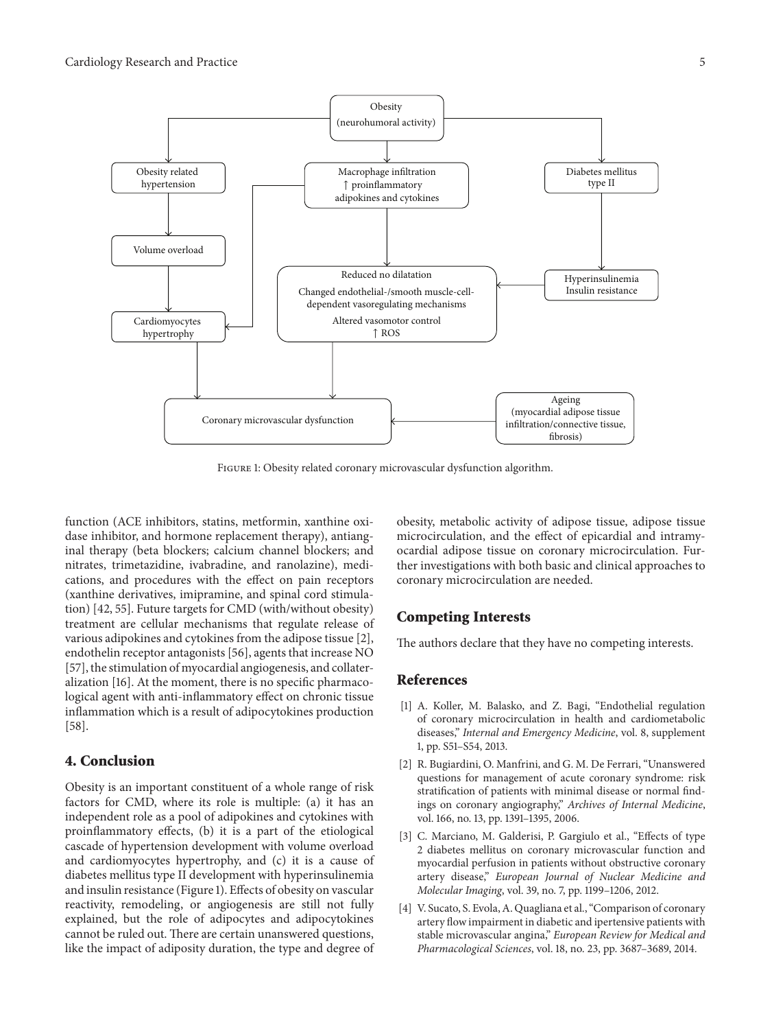Figure 1: Obesity related coronary microvascular dysfunction algorithm.

function (ACE inhibitors, statins, metformin, xanthine oxidase inhibitor, and hormone replacement therapy), antianginal therapy (beta blockers; calcium channel blockers; and nitrates, trimetazidine, ivabradine, and ranolazine), medications, and procedures with the effect on pain receptors (xanthine derivatives, imipramine, and spinal cord stimulation) [42, 55]. Future targets for CMD (with/without obesity) treatment are cellular mechanisms that regulate release of various adipokines and cytokines from the adipose tissue [2], endothelin receptor antagonists [56], agents that increase NO [57], the stimulation of myocardial angiogenesis, and collateralization [16]. At the moment, there is no specific pharmacological agent with anti-inflammatory effect on chronic tissue inflammation which is a result of adipocytokines production [58].

## 4. Conclusion

Obesity is an important constituent of a whole range of risk factors for CMD, where its role is multiple: (a) it has an independent role as a pool of adipokines and cytokines with proinflammatory effects, (b) it is a part of the etiological cascade of hypertension development with volume overload and cardiomyocytes hypertrophy, and (c) it is a cause of diabetes mellitus type II development with hyperinsulinemia and insulin resistance (Figure 1). Effects of obesity on vascular reactivity, remodeling, or angiogenesis are still not fully explained, but the role of adipocytes and adipocytokines cannot be ruled out. There are certain unanswered questions, like the impact of adiposity duration, the type and degree of obesity, metabolic activity of adipose tissue, adipose tissue microcirculation, and the effect of epicardial and intramyocardial adipose tissue on coronary microcirculation. Further investigations with both basic and clinical approaches to coronary microcirculation are needed.

## Competing Interests

The authors declare that they have no competing interests.

## References

[1] A. Koller, M. Balasko, and Z. Bagi, "Endothelial regulation of coronary microcirculation in health and cardiometabolic diseases," *Internal and Emergency Medicine*, vol. 8, supplement 1, pp. S51–S54, 2013.

[2] R. Bugiardini, O. Manfrini, and G. M. De Ferrari, "Unanswered questions for management of acute coronary syndrome: risk stratification of patients with minimal disease or normal findings on coronary angiography," *Archives of Internal Medicine*, vol. 166, no. 13, pp. 1391–1395, 2006.

[3] C. Marciano, M. Galderisi, P. Gargiulo et al., "Effects of type 2 diabetes mellitus on coronary microvascular function and myocardial perfusion in patients without obstructive coronary artery disease," *European Journal of Nuclear Medicine and Molecular Imaging*, vol. 39, no. 7, pp. 1199–1206, 2012.

[4] V. Sucato, S. Evola, A. Quagliana et al., "Comparison of coronary artery flow impairment in diabetic and ipertensive patients with stable microvascular angina," *European Review for Medical and Pharmacological Sciences*, vol. 18, no. 23, pp. 3687–3689, 2014.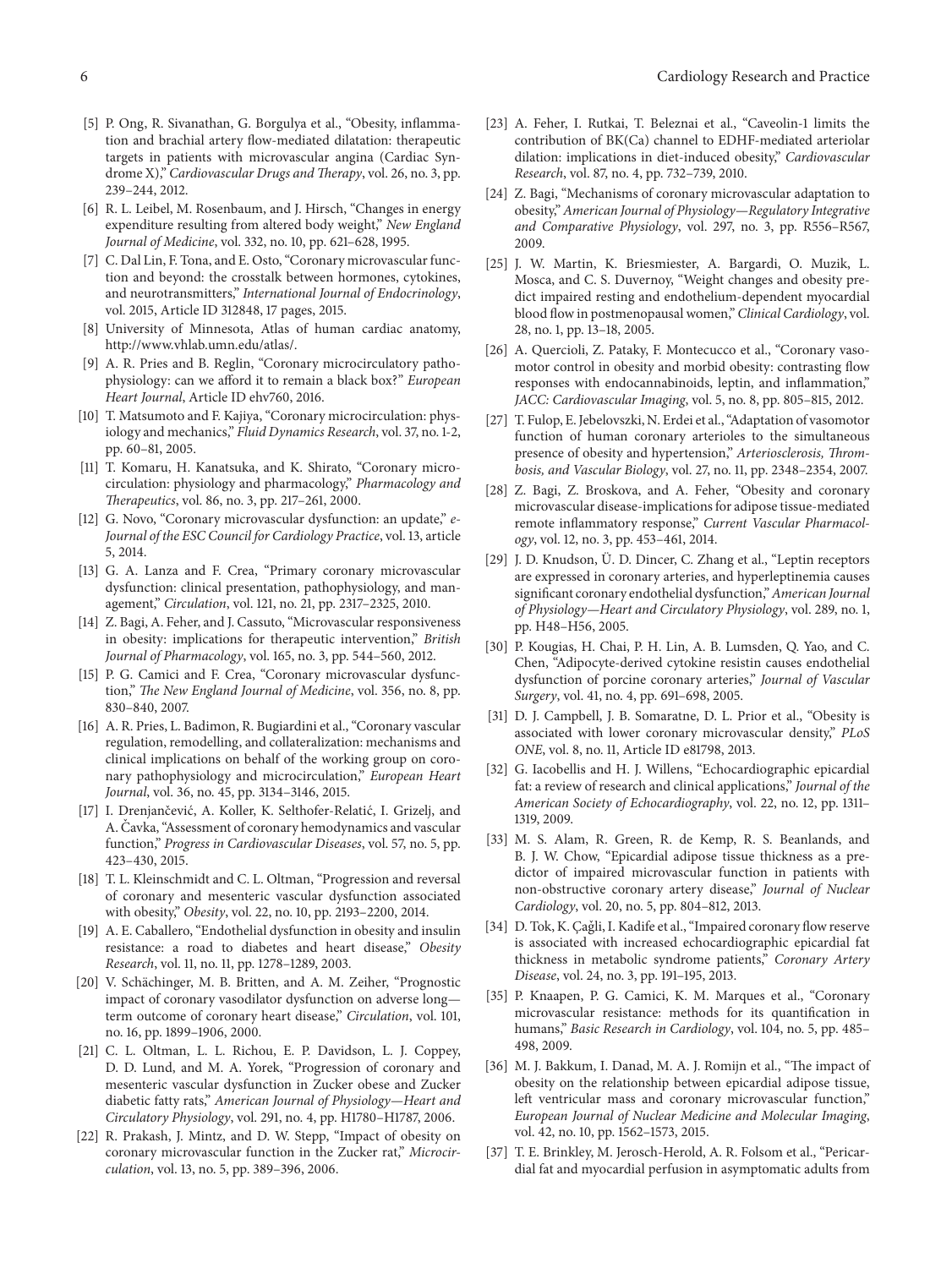[5] P. Ong, R. Sivanathan, G. Borgulya et al., "Obesity, inflammation and brachial artery flow-mediated dilatation: therapeutic targets in patients with microvascular angina (Cardiac Syndrome X)," *Cardiovascular Drugs and Therapy*, vol. 26, no. 3, pp. 239–244, 2012.

[6] R. L. Leibel, M. Rosenbaum, and J. Hirsch, "Changes in energy expenditure resulting from altered body weight," *New England Journal of Medicine*, vol. 332, no. 10, pp. 621–628, 1995.

[7] C. Dal Lin, F. Tona, and E. Osto, "Coronary microvascular function and beyond: the crosstalk between hormones, cytokines, and neurotransmitters," *International Journal of Endocrinology*, vol. 2015, Article ID 312848, 17 pages, 2015.

[8] University of Minnesota, Atlas of human cardiac anatomy, http://www.vhlab.umn.edu/atlas/.

[9] A. R. Pries and B. Reglin, "Coronary microcirculatory pathophysiology: can we afford it to remain a black box?" *European Heart Journal*, Article ID ehv760, 2016.

[10] T. Matsumoto and F. Kajiya, "Coronary microcirculation: physiology and mechanics," *Fluid Dynamics Research*, vol. 37, no. 1-2, pp. 60–81, 2005.

[11] T. Komaru, H. Kanatsuka, and K. Shirato, "Coronary microcirculation: physiology and pharmacology," *Pharmacology and Therapeutics*, vol. 86, no. 3, pp. 217–261, 2000.

[12] G. Novo, "Coronary microvascular dysfunction: an update," *e-Journal of the ESC Council for Cardiology Practice*, vol. 13, article 5, 2014.

[13] G. A. Lanza and F. Crea, "Primary coronary microvascular dysfunction: clinical presentation, pathophysiology, and management," *Circulation*, vol. 121, no. 21, pp. 2317–2325, 2010.

[14] Z. Bagi, A. Feher, and J. Cassuto, "Microvascular responsiveness in obesity: implications for therapeutic intervention," *British Journal of Pharmacology*, vol. 165, no. 3, pp. 544–560, 2012.

[15] P. G. Camici and F. Crea, "Coronary microvascular dysfunction," *The New England Journal of Medicine*, vol. 356, no. 8, pp. 830–840, 2007.

[16] A. R. Pries, L. Badimon, R. Bugiardini et al., "Coronary vascular regulation, remodelling, and collateralization: mechanisms and clinical implications on behalf of the working group on coronary pathophysiology and microcirculation," *European Heart Journal*, vol. 36, no. 45, pp. 3134–3146, 2015.

[17] I. Drenjančević, A. Koller, K. Selthofer-Relatić, I. Grizelj, and A. Čavka, "Assessment of coronary hemodynamics and vascular function," *Progress in Cardiovascular Diseases*, vol. 57, no. 5, pp. 423–430, 2015.

[18] T. L. Kleinschmidt and C. L. Oltman, "Progression and reversal of coronary and mesenteric vascular dysfunction associated with obesity," *Obesity*, vol. 22, no. 10, pp. 2193–2200, 2014.

[19] A. E. Caballero, "Endothelial dysfunction in obesity and insulin resistance: a road to diabetes and heart disease," *Obesity Research*, vol. 11, no. 11, pp. 1278–1289, 2003.

[20] V. Schächinger, M. B. Britten, and A. M. Zeiher, "Prognostic impact of coronary vasodilator dysfunction on adverse long—term outcome of coronary heart disease," *Circulation*, vol. 101, no. 16, pp. 1899–1906, 2000.

[21] C. L. Oltman, L. L. Richou, E. P. Davidson, L. J. Coppey, D. D. Lund, and M. A. Yorek, "Progression of coronary and mesenteric vascular dysfunction in Zucker obese and Zucker diabetic fatty rats," *American Journal of Physiology—Heart and Circulatory Physiology*, vol. 291, no. 4, pp. H1780–H1787, 2006.

[22] R. Prakash, J. Mintz, and D. W. Stepp, "Impact of obesity on coronary microvascular function in the Zucker rat," *Microcirculation*, vol. 13, no. 5, pp. 389–396, 2006.

[23] A. Feher, I. Rutkai, T. Beleznai et al., "Caveolin-1 limits the contribution of BK(Ca) channel to EDHF-mediated arteriolar dilation: implications in diet-induced obesity," *Cardiovascular Research*, vol. 87, no. 4, pp. 732–739, 2010.

[24] Z. Bagi, "Mechanisms of coronary microvascular adaptation to obesity," *American Journal of Physiology—Regulatory Integrative and Comparative Physiology*, vol. 297, no. 3, pp. R556–R567, 2009.

[25] J. W. Martin, K. Briesmiester, A. Bargardi, O. Muzik, L. Mosca, and C. S. Duvernoy, "Weight changes and obesity predict impaired resting and endothelium-dependent myocardial blood flow in postmenopausal women," *Clinical Cardiology*, vol. 28, no. 1, pp. 13–18, 2005.

[26] A. Quercioli, Z. Pataky, F. Montecucco et al., "Coronary vasomotor control in obesity and morbid obesity: contrasting flow responses with endocannabinoids, leptin, and inflammation," *JACC: Cardiovascular Imaging*, vol. 5, no. 8, pp. 805–815, 2012.

[27] T. Fulop, E. Jebelovszki, N. Erdei et al., "Adaptation of vasomotor function of human coronary arterioles to the simultaneous presence of obesity and hypertension," *Arteriosclerosis, Thrombosis, and Vascular Biology*, vol. 27, no. 11, pp. 2348–2354, 2007.

[28] Z. Bagi, Z. Broskova, and A. Feher, "Obesity and coronary microvascular disease-implications for adipose tissue-mediated remote inflammatory response," *Current Vascular Pharmacology*, vol. 12, no. 3, pp. 453–461, 2014.

[29] J. D. Knudson, Ü. D. Dincer, C. Zhang et al., "Leptin receptors are expressed in coronary arteries, and hyperleptinemia causes significant coronary endothelial dysfunction," *American Journal of Physiology—Heart and Circulatory Physiology*, vol. 289, no. 1, pp. H48–H56, 2005.

[30] P. Kougias, H. Chai, P. H. Lin, A. B. Lumsden, Q. Yao, and C. Chen, "Adipocyte-derived cytokine resistin causes endothelial dysfunction of porcine coronary arteries," *Journal of Vascular Surgery*, vol. 41, no. 4, pp. 691–698, 2005.

[31] D. J. Campbell, J. B. Somaratne, D. L. Prior et al., "Obesity is associated with lower coronary microvascular density," *PLoS ONE*, vol. 8, no. 11, Article ID e81798, 2013.

[32] G. Iacobellis and H. J. Willens, "Echocardiographic epicardial fat: a review of research and clinical applications," *Journal of the American Society of Echocardiography*, vol. 22, no. 12, pp. 1311–1319, 2009.

[33] M. S. Alam, R. Green, R. de Kemp, R. S. Beanlands, and B. J. W. Chow, "Epicardial adipose tissue thickness as a predictor of impaired microvascular function in patients with non-obstructive coronary artery disease," *Journal of Nuclear Cardiology*, vol. 20, no. 5, pp. 804–812, 2013.

[34] D. Tok, K. Çağli, I. Kadife et al., "Impaired coronary flow reserve is associated with increased echocardiographic epicardial fat thickness in metabolic syndrome patients," *Coronary Artery Disease*, vol. 24, no. 3, pp. 191–195, 2013.

[35] P. Knaapen, P. G. Camici, K. M. Marques et al., "Coronary microvascular resistance: methods for its quantification in humans," *Basic Research in Cardiology*, vol. 104, no. 5, pp. 485–498, 2009.

[36] M. J. Bakkum, I. Danad, M. A. J. Romijn et al., "The impact of obesity on the relationship between epicardial adipose tissue, left ventricular mass and coronary microvascular function," *European Journal of Nuclear Medicine and Molecular Imaging*, vol. 42, no. 10, pp. 1562–1573, 2015.

[37] T. E. Brinkley, M. Jerosch-Herold, A. R. Folsom et al., "Pericardial fat and myocardial perfusion in asymptomatic adults from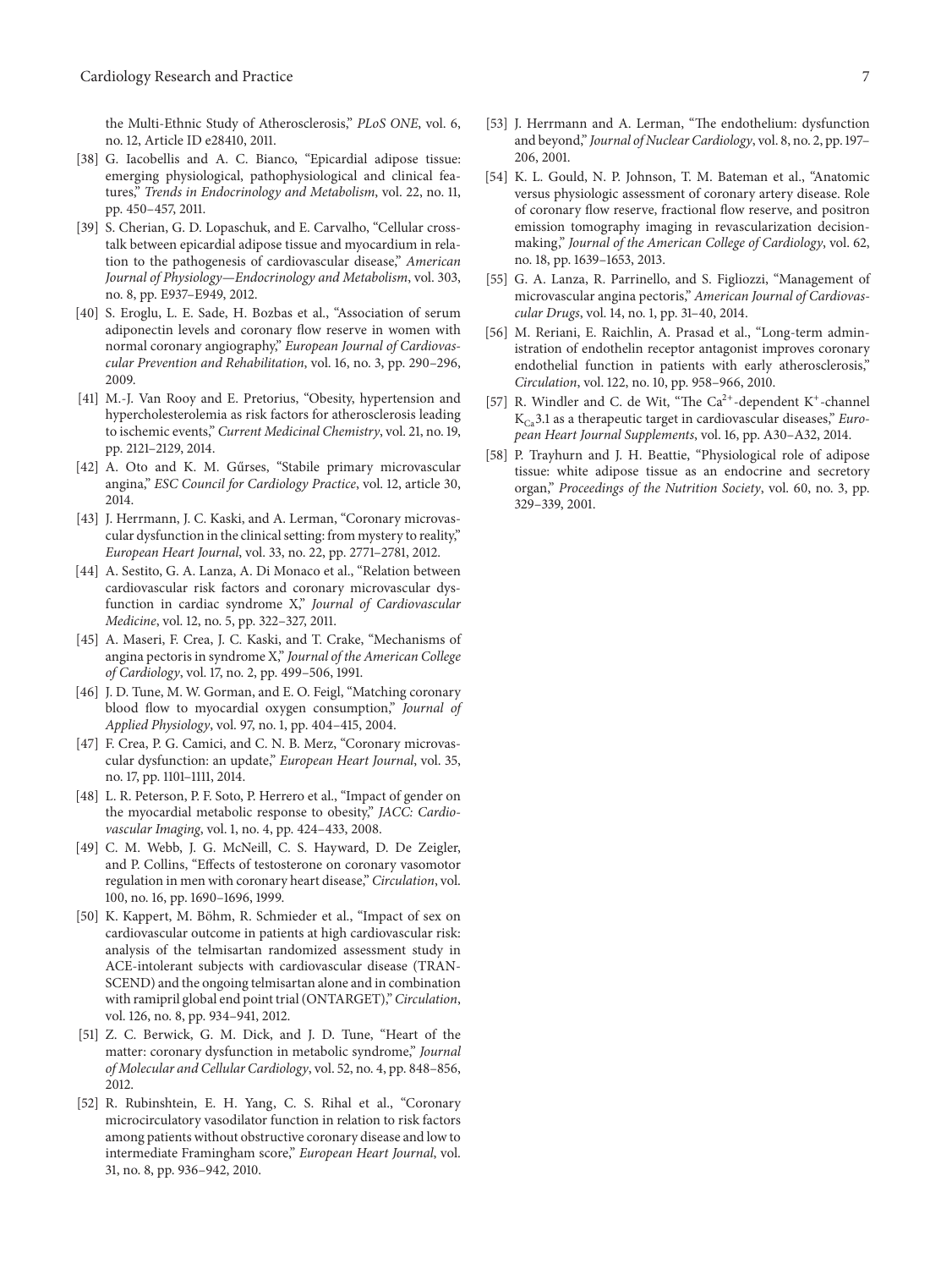the Multi-Ethnic Study of Atherosclerosis," *PLoS ONE*, vol. 6, no. 12, Article ID e28410, 2011.

[38] G. Iacobellis and A. C. Bianco, "Epicardial adipose tissue: emerging physiological, pathophysiological and clinical features," *Trends in Endocrinology and Metabolism*, vol. 22, no. 11, pp. 450–457, 2011.

[39] S. Cherian, G. D. Lopaschuk, and E. Carvalho, "Cellular cross-talk between epicardial adipose tissue and myocardium in relation to the pathogenesis of cardiovascular disease," *American Journal of Physiology—Endocrinology and Metabolism*, vol. 303, no. 8, pp. E937–E949, 2012.

[40] S. Eroglu, L. E. Sade, H. Bozbas et al., "Association of serum adiponectin levels and coronary flow reserve in women with normal coronary angiography," *European Journal of Cardiovascular Prevention and Rehabilitation*, vol. 16, no. 3, pp. 290–296, 2009.

[41] M.-J. Van Rooy and E. Pretorius, "Obesity, hypertension and hypercholesterolemia as risk factors for atherosclerosis leading to ischemic events," *Current Medicinal Chemistry*, vol. 21, no. 19, pp. 2121–2129, 2014.

[42] A. Oto and K. M. Gűrses, "Stabile primary microvascular angina," *ESC Council for Cardiology Practice*, vol. 12, article 30, 2014.

[43] J. Herrmann, J. C. Kaski, and A. Lerman, "Coronary microvascular dysfunction in the clinical setting: from mystery to reality," *European Heart Journal*, vol. 33, no. 22, pp. 2771–2781, 2012.

[44] A. Sestito, G. A. Lanza, A. Di Monaco et al., "Relation between cardiovascular risk factors and coronary microvascular dysfunction in cardiac syndrome X," *Journal of Cardiovascular Medicine*, vol. 12, no. 5, pp. 322–327, 2011.

[45] A. Maseri, F. Crea, J. C. Kaski, and T. Crake, "Mechanisms of angina pectoris in syndrome X," *Journal of the American College of Cardiology*, vol. 17, no. 2, pp. 499–506, 1991.

[46] J. D. Tune, M. W. Gorman, and E. O. Feigl, "Matching coronary blood flow to myocardial oxygen consumption," *Journal of Applied Physiology*, vol. 97, no. 1, pp. 404–415, 2004.

[47] F. Crea, P. G. Camici, and C. N. B. Merz, "Coronary microvascular dysfunction: an update," *European Heart Journal*, vol. 35, no. 17, pp. 1101–1111, 2014.

[48] L. R. Peterson, P. F. Soto, P. Herrero et al., "Impact of gender on the myocardial metabolic response to obesity," *JACC: Cardiovascular Imaging*, vol. 1, no. 4, pp. 424–433, 2008.

[49] C. M. Webb, J. G. McNeill, C. S. Hayward, D. De Zeigler, and P. Collins, "Effects of testosterone on coronary vasomotor regulation in men with coronary heart disease," *Circulation*, vol. 100, no. 16, pp. 1690–1696, 1999.

[50] K. Kappert, M. Böhm, R. Schmieder et al., "Impact of sex on cardiovascular outcome in patients at high cardiovascular risk: analysis of the telmisartan randomized assessment study in ACE-intolerant subjects with cardiovascular disease (TRANSCEND) and the ongoing telmisartan alone and in combination with ramipril global end point trial (ONTARGET)," *Circulation*, vol. 126, no. 8, pp. 934–941, 2012.

[51] Z. C. Berwick, G. M. Dick, and J. D. Tune, "Heart of the matter: coronary dysfunction in metabolic syndrome," *Journal of Molecular and Cellular Cardiology*, vol. 52, no. 4, pp. 848–856, 2012.

[52] R. Rubinshtein, E. H. Yang, C. S. Rihal et al., "Coronary microcirculatory vasodilator function in relation to risk factors among patients without obstructive coronary disease and low to intermediate Framingham score," *European Heart Journal*, vol. 31, no. 8, pp. 936–942, 2010.

[53] J. Herrmann and A. Lerman, "The endothelium: dysfunction and beyond," *Journal of Nuclear Cardiology*, vol. 8, no. 2, pp. 197–206, 2001.

[54] K. L. Gould, N. P. Johnson, T. M. Bateman et al., "Anatomic versus physiologic assessment of coronary artery disease. Role of coronary flow reserve, fractional flow reserve, and positron emission tomography imaging in revascularization decision-making," *Journal of the American College of Cardiology*, vol. 62, no. 18, pp. 1639–1653, 2013.

[55] G. A. Lanza, R. Parrinello, and S. Figliozzi, "Management of microvascular angina pectoris," *American Journal of Cardiovascular Drugs*, vol. 14, no. 1, pp. 31–40, 2014.

[56] M. Reriani, E. Raichlin, A. Prasad et al., "Long-term administration of endothelin receptor antagonist improves coronary endothelial function in patients with early atherosclerosis," *Circulation*, vol. 122, no. 10, pp. 958–966, 2010.

[57] R. Windler and C. de Wit, "The $Ca^{2+}$-dependent $K^{+}$-channel $K_{Ca}3.1$ as a therapeutic target in cardiovascular diseases," *European Heart Journal Supplements*, vol. 16, pp. A30–A32, 2014.

[58] P. Trayhurn and J. H. Beattie, "Physiological role of adipose tissue: white adipose tissue as an endocrine and secretory organ," *Proceedings of the Nutrition Society*, vol. 60, no. 3, pp. 329–339, 2001.